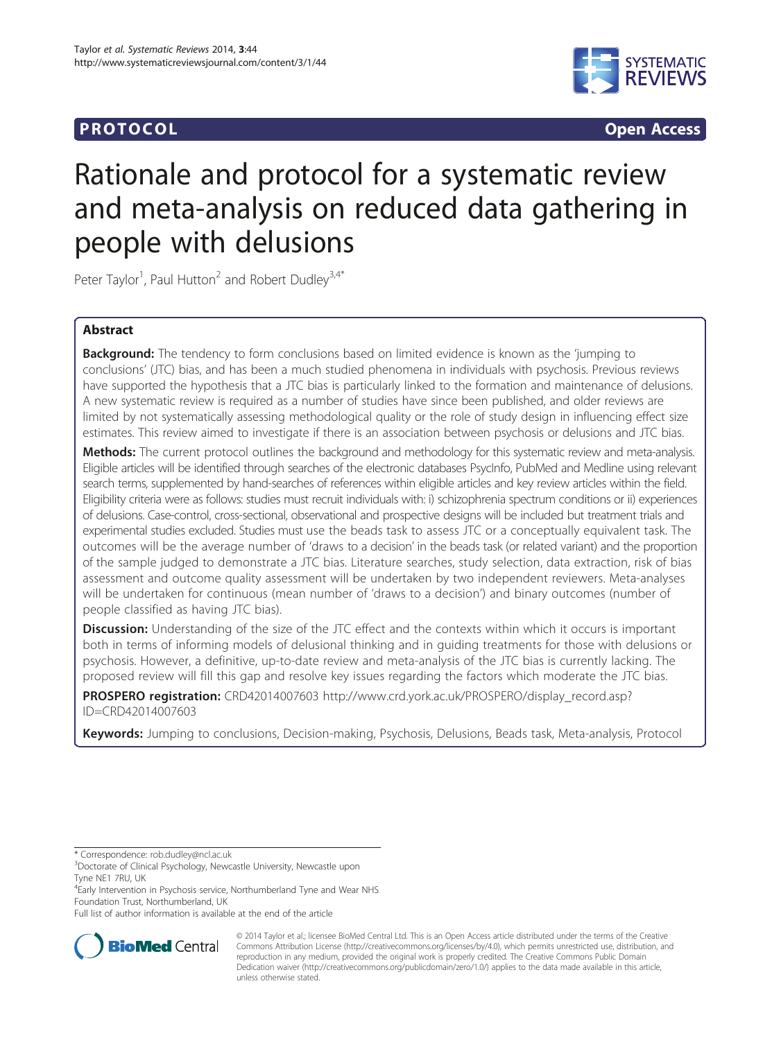**PROTOCOL** **Open Access**

# Rationale and protocol for a systematic review and meta-analysis on reduced data gathering in people with delusions

Peter Taylor[1], Paul Hutton[2] and Robert Dudley[3,4*]

## Abstract

**Background:** The tendency to form conclusions based on limited evidence is known as the 'jumping to conclusions' (JTC) bias, and has been a much studied phenomena in individuals with psychosis. Previous reviews have supported the hypothesis that a JTC bias is particularly linked to the formation and maintenance of delusions. A new systematic review is required as a number of studies have since been published, and older reviews are limited by not systematically assessing methodological quality or the role of study design in influencing effect size estimates. This review aimed to investigate if there is an association between psychosis or delusions and JTC bias.

**Methods:** The current protocol outlines the background and methodology for this systematic review and meta-analysis. Eligible articles will be identified through searches of the electronic databases PsycInfo, PubMed and Medline using relevant search terms, supplemented by hand-searches of references within eligible articles and key review articles within the field. Eligibility criteria were as follows: studies must recruit individuals with: i) schizophrenia spectrum conditions or ii) experiences of delusions. Case-control, cross-sectional, observational and prospective designs will be included but treatment trials and experimental studies excluded. Studies must use the beads task to assess JTC or a conceptually equivalent task. The outcomes will be the average number of 'draws to a decision' in the beads task (or related variant) and the proportion of the sample judged to demonstrate a JTC bias. Literature searches, study selection, data extraction, risk of bias assessment and outcome quality assessment will be undertaken by two independent reviewers. Meta-analyses will be undertaken for continuous (mean number of 'draws to a decision') and binary outcomes (number of people classified as having JTC bias).

**Discussion:** Understanding of the size of the JTC effect and the contexts within which it occurs is important both in terms of informing models of delusional thinking and in guiding treatments for those with delusions or psychosis. However, a definitive, up-to-date review and meta-analysis of the JTC bias is currently lacking. The proposed review will fill this gap and resolve key issues regarding the factors which moderate the JTC bias.

**PROSPERO registration:** CRD42014007603 http://www.crd.york.ac.uk/PROSPERO/display_record.asp?ID=CRD42014007603

**Keywords:** Jumping to conclusions, Decision-making, Psychosis, Delusions, Beads task, Meta-analysis, Protocol

\* Correspondence: rob.dudley@ncl.ac.uk
[3]Doctorate of Clinical Psychology, Newcastle University, Newcastle upon Tyne NE1 7RU, UK
[4]Early Intervention in Psychosis service, Northumberland Tyne and Wear NHS Foundation Trust, Northumberland, UK
Full list of author information is available at the end of the article

© 2014 Taylor et al.; licensee BioMed Central Ltd. This is an Open Access article distributed under the terms of the Creative Commons Attribution License (http://creativecommons.org/licenses/by/4.0), which permits unrestricted use, distribution, and reproduction in any medium, provided the original work is properly credited. The Creative Commons Public Domain Dedication waiver (http://creativecommons.org/publicdomain/zero/1.0/) applies to the data made available in this article, unless otherwise stated.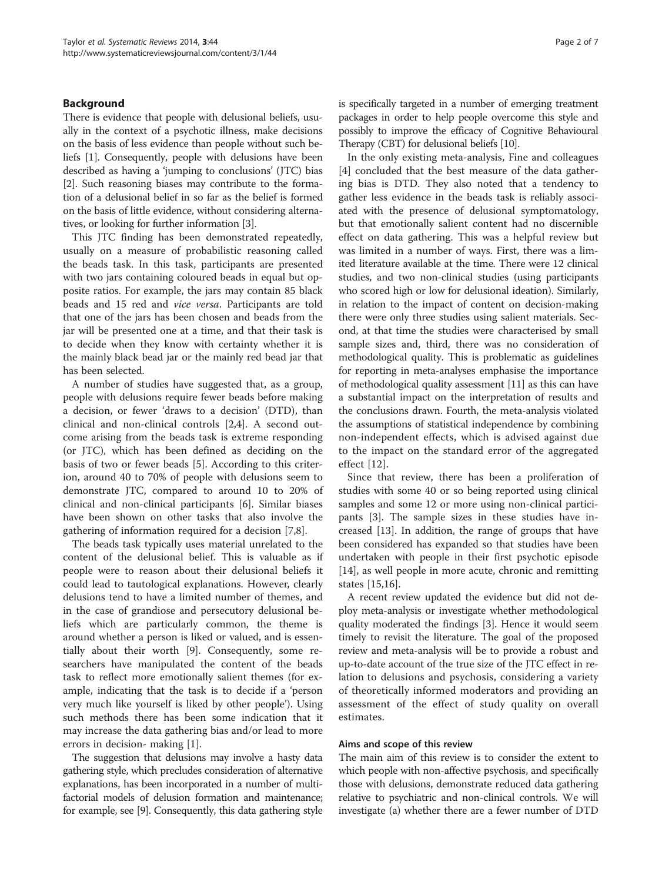## Background

There is evidence that people with delusional beliefs, usually in the context of a psychotic illness, make decisions on the basis of less evidence than people without such beliefs [1]. Consequently, people with delusions have been described as having a 'jumping to conclusions' (JTC) bias [2]. Such reasoning biases may contribute to the formation of a delusional belief in so far as the belief is formed on the basis of little evidence, without considering alternatives, or looking for further information [3].

This JTC finding has been demonstrated repeatedly, usually on a measure of probabilistic reasoning called the beads task. In this task, participants are presented with two jars containing coloured beads in equal but opposite ratios. For example, the jars may contain 85 black beads and 15 red and *vice versa*. Participants are told that one of the jars has been chosen and beads from the jar will be presented one at a time, and that their task is to decide when they know with certainty whether it is the mainly black bead jar or the mainly red bead jar that has been selected.

A number of studies have suggested that, as a group, people with delusions require fewer beads before making a decision, or fewer 'draws to a decision' (DTD), than clinical and non-clinical controls [2,4]. A second outcome arising from the beads task is extreme responding (or JTC), which has been defined as deciding on the basis of two or fewer beads [5]. According to this criterion, around 40 to 70% of people with delusions seem to demonstrate JTC, compared to around 10 to 20% of clinical and non-clinical participants [6]. Similar biases have been shown on other tasks that also involve the gathering of information required for a decision [7,8].

The beads task typically uses material unrelated to the content of the delusional belief. This is valuable as if people were to reason about their delusional beliefs it could lead to tautological explanations. However, clearly delusions tend to have a limited number of themes, and in the case of grandiose and persecutory delusional beliefs which are particularly common, the theme is around whether a person is liked or valued, and is essentially about their worth [9]. Consequently, some researchers have manipulated the content of the beads task to reflect more emotionally salient themes (for example, indicating that the task is to decide if a 'person very much like yourself is liked by other people'). Using such methods there has been some indication that it may increase the data gathering bias and/or lead to more errors in decision- making [1].

The suggestion that delusions may involve a hasty data gathering style, which precludes consideration of alternative explanations, has been incorporated in a number of multifactorial models of delusion formation and maintenance; for example, see [9]. Consequently, this data gathering style is specifically targeted in a number of emerging treatment packages in order to help people overcome this style and possibly to improve the efficacy of Cognitive Behavioural Therapy (CBT) for delusional beliefs [10].

In the only existing meta-analysis, Fine and colleagues [4] concluded that the best measure of the data gathering bias is DTD. They also noted that a tendency to gather less evidence in the beads task is reliably associated with the presence of delusional symptomatology, but that emotionally salient content had no discernible effect on data gathering. This was a helpful review but was limited in a number of ways. First, there was a limited literature available at the time. There were 12 clinical studies, and two non-clinical studies (using participants who scored high or low for delusional ideation). Similarly, in relation to the impact of content on decision-making there were only three studies using salient materials. Second, at that time the studies were characterised by small sample sizes and, third, there was no consideration of methodological quality. This is problematic as guidelines for reporting in meta-analyses emphasise the importance of methodological quality assessment [11] as this can have a substantial impact on the interpretation of results and the conclusions drawn. Fourth, the meta-analysis violated the assumptions of statistical independence by combining non-independent effects, which is advised against due to the impact on the standard error of the aggregated effect [12].

Since that review, there has been a proliferation of studies with some 40 or so being reported using clinical samples and some 12 or more using non-clinical participants [3]. The sample sizes in these studies have increased [13]. In addition, the range of groups that have been considered has expanded so that studies have been undertaken with people in their first psychotic episode [14], as well people in more acute, chronic and remitting states [15,16].

A recent review updated the evidence but did not deploy meta-analysis or investigate whether methodological quality moderated the findings [3]. Hence it would seem timely to revisit the literature. The goal of the proposed review and meta-analysis will be to provide a robust and up-to-date account of the true size of the JTC effect in relation to delusions and psychosis, considering a variety of theoretically informed moderators and providing an assessment of the effect of study quality on overall estimates.

### Aims and scope of this review

The main aim of this review is to consider the extent to which people with non-affective psychosis, and specifically those with delusions, demonstrate reduced data gathering relative to psychiatric and non-clinical controls. We will investigate (a) whether there are a fewer number of DTD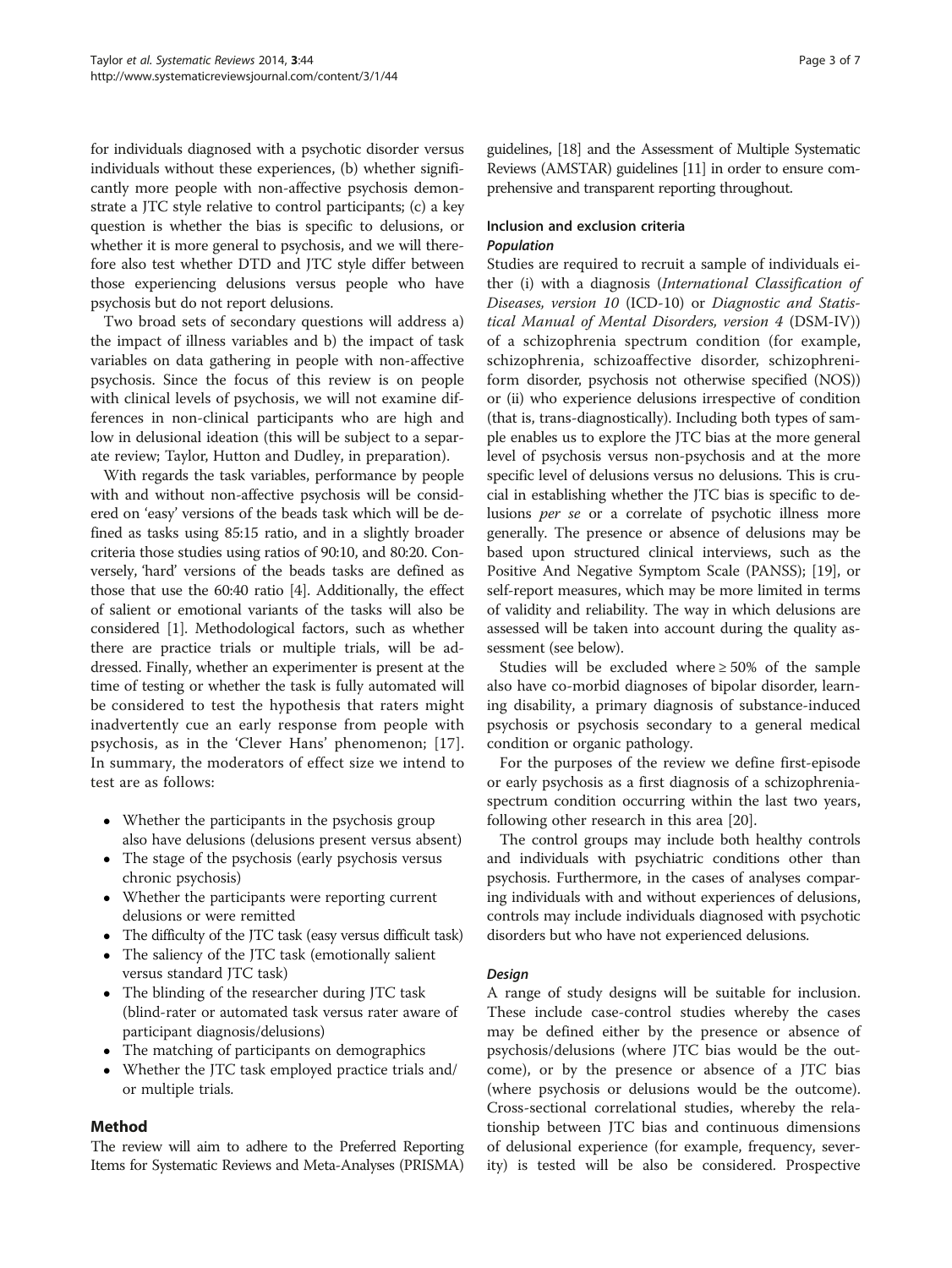for individuals diagnosed with a psychotic disorder versus individuals without these experiences, (b) whether significantly more people with non-affective psychosis demonstrate a JTC style relative to control participants; (c) a key question is whether the bias is specific to delusions, or whether it is more general to psychosis, and we will therefore also test whether DTD and JTC style differ between those experiencing delusions versus people who have psychosis but do not report delusions.

Two broad sets of secondary questions will address a) the impact of illness variables and b) the impact of task variables on data gathering in people with non-affective psychosis. Since the focus of this review is on people with clinical levels of psychosis, we will not examine differences in non-clinical participants who are high and low in delusional ideation (this will be subject to a separate review; Taylor, Hutton and Dudley, in preparation).

With regards the task variables, performance by people with and without non-affective psychosis will be considered on 'easy' versions of the beads task which will be defined as tasks using 85:15 ratio, and in a slightly broader criteria those studies using ratios of 90:10, and 80:20. Conversely, 'hard' versions of the beads tasks are defined as those that use the 60:40 ratio [4]. Additionally, the effect of salient or emotional variants of the tasks will also be considered [1]. Methodological factors, such as whether there are practice trials or multiple trials, will be addressed. Finally, whether an experimenter is present at the time of testing or whether the task is fully automated will be considered to test the hypothesis that raters might inadvertently cue an early response from people with psychosis, as in the 'Clever Hans' phenomenon; [17]. In summary, the moderators of effect size we intend to test are as follows:

- Whether the participants in the psychosis group also have delusions (delusions present versus absent)
- The stage of the psychosis (early psychosis versus chronic psychosis)
- Whether the participants were reporting current delusions or were remitted
- The difficulty of the JTC task (easy versus difficult task)
- The saliency of the JTC task (emotionally salient versus standard JTC task)
- The blinding of the researcher during JTC task (blind-rater or automated task versus rater aware of participant diagnosis/delusions)
- The matching of participants on demographics
- Whether the JTC task employed practice trials and/or multiple trials.

## Method

The review will aim to adhere to the Preferred Reporting Items for Systematic Reviews and Meta-Analyses (PRISMA) guidelines, [18] and the Assessment of Multiple Systematic Reviews (AMSTAR) guidelines [11] in order to ensure comprehensive and transparent reporting throughout.

### Inclusion and exclusion criteria

#### *Population*

Studies are required to recruit a sample of individuals either (i) with a diagnosis (*International Classification of Diseases, version 10* (ICD-10) or *Diagnostic and Statistical Manual of Mental Disorders, version 4* (DSM-IV)) of a schizophrenia spectrum condition (for example, schizophrenia, schizoaffective disorder, schizophreniform disorder, psychosis not otherwise specified (NOS)) or (ii) who experience delusions irrespective of condition (that is, trans-diagnostically). Including both types of sample enables us to explore the JTC bias at the more general level of psychosis versus non-psychosis and at the more specific level of delusions versus no delusions. This is crucial in establishing whether the JTC bias is specific to delusions *per se* or a correlate of psychotic illness more generally. The presence or absence of delusions may be based upon structured clinical interviews, such as the Positive And Negative Symptom Scale (PANSS); [19], or self-report measures, which may be more limited in terms of validity and reliability. The way in which delusions are assessed will be taken into account during the quality assessment (see below).

Studies will be excluded where $\geq 50\%$ of the sample also have co-morbid diagnoses of bipolar disorder, learning disability, a primary diagnosis of substance-induced psychosis or psychosis secondary to a general medical condition or organic pathology.

For the purposes of the review we define first-episode or early psychosis as a first diagnosis of a schizophrenia-spectrum condition occurring within the last two years, following other research in this area [20].

The control groups may include both healthy controls and individuals with psychiatric conditions other than psychosis. Furthermore, in the cases of analyses comparing individuals with and without experiences of delusions, controls may include individuals diagnosed with psychotic disorders but who have not experienced delusions.

#### *Design*

A range of study designs will be suitable for inclusion. These include case-control studies whereby the cases may be defined either by the presence or absence of psychosis/delusions (where JTC bias would be the outcome), or by the presence or absence of a JTC bias (where psychosis or delusions would be the outcome). Cross-sectional correlational studies, whereby the relationship between JTC bias and continuous dimensions of delusional experience (for example, frequency, severity) is tested will be also be considered. Prospective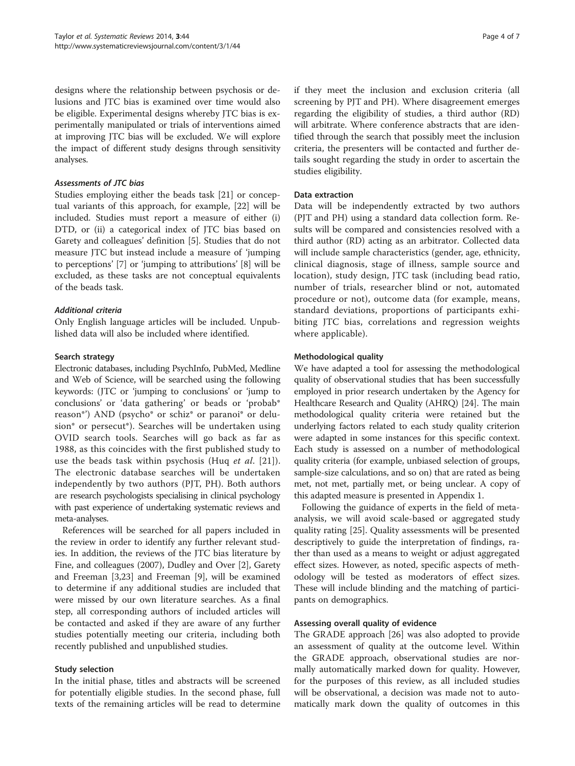designs where the relationship between psychosis or delusions and JTC bias is examined over time would also be eligible. Experimental designs whereby JTC bias is experimentally manipulated or trials of interventions aimed at improving JTC bias will be excluded. We will explore the impact of different study designs through sensitivity analyses.

#### *Assessments of JTC bias*

Studies employing either the beads task [21] or conceptual variants of this approach, for example, [22] will be included. Studies must report a measure of either (i) DTD, or (ii) a categorical index of JTC bias based on Garety and colleagues' definition [5]. Studies that do not measure JTC but instead include a measure of 'jumping to perceptions' [7] or 'jumping to attributions' [8] will be excluded, as these tasks are not conceptual equivalents of the beads task.

#### *Additional criteria*

Only English language articles will be included. Unpublished data will also be included where identified.

### Search strategy

Electronic databases, including PsychInfo, PubMed, Medline and Web of Science, will be searched using the following keywords: (JTC or 'jumping to conclusions' or 'jump to conclusions' or 'data gathering' or beads or 'probab* reason*') AND (psycho* or schiz* or paranoi* or delusion* or persecut*). Searches will be undertaken using OVID search tools. Searches will go back as far as 1988, as this coincides with the first published study to use the beads task within psychosis (Huq *et al*. [21]). The electronic database searches will be undertaken independently by two authors (PJT, PH). Both authors are research psychologists specialising in clinical psychology with past experience of undertaking systematic reviews and meta-analyses.

References will be searched for all papers included in the review in order to identify any further relevant studies. In addition, the reviews of the JTC bias literature by Fine, and colleagues (2007), Dudley and Over [2], Garety and Freeman [3,23] and Freeman [9], will be examined to determine if any additional studies are included that were missed by our own literature searches. As a final step, all corresponding authors of included articles will be contacted and asked if they are aware of any further studies potentially meeting our criteria, including both recently published and unpublished studies.

### Study selection

In the initial phase, titles and abstracts will be screened for potentially eligible studies. In the second phase, full texts of the remaining articles will be read to determine if they meet the inclusion and exclusion criteria (all screening by PJT and PH). Where disagreement emerges regarding the eligibility of studies, a third author (RD) will arbitrate. Where conference abstracts that are identified through the search that possibly meet the inclusion criteria, the presenters will be contacted and further details sought regarding the study in order to ascertain the studies eligibility.

### Data extraction

Data will be independently extracted by two authors (PJT and PH) using a standard data collection form. Results will be compared and consistencies resolved with a third author (RD) acting as an arbitrator. Collected data will include sample characteristics (gender, age, ethnicity, clinical diagnosis, stage of illness, sample source and location), study design, JTC task (including bead ratio, number of trials, researcher blind or not, automated procedure or not), outcome data (for example, means, standard deviations, proportions of participants exhibiting JTC bias, correlations and regression weights where applicable).

### Methodological quality

We have adapted a tool for assessing the methodological quality of observational studies that has been successfully employed in prior research undertaken by the Agency for Healthcare Research and Quality (AHRQ) [24]. The main methodological quality criteria were retained but the underlying factors related to each study quality criterion were adapted in some instances for this specific context. Each study is assessed on a number of methodological quality criteria (for example, unbiased selection of groups, sample-size calculations, and so on) that are rated as being met, not met, partially met, or being unclear. A copy of this adapted measure is presented in Appendix 1.

Following the guidance of experts in the field of meta-analysis, we will avoid scale-based or aggregated study quality rating [25]. Quality assessments will be presented descriptively to guide the interpretation of findings, rather than used as a means to weight or adjust aggregated effect sizes. However, as noted, specific aspects of methodology will be tested as moderators of effect sizes. These will include blinding and the matching of participants on demographics.

### Assessing overall quality of evidence

The GRADE approach [26] was also adopted to provide an assessment of quality at the outcome level. Within the GRADE approach, observational studies are normally automatically marked down for quality. However, for the purposes of this review, as all included studies will be observational, a decision was made not to automatically mark down the quality of outcomes in this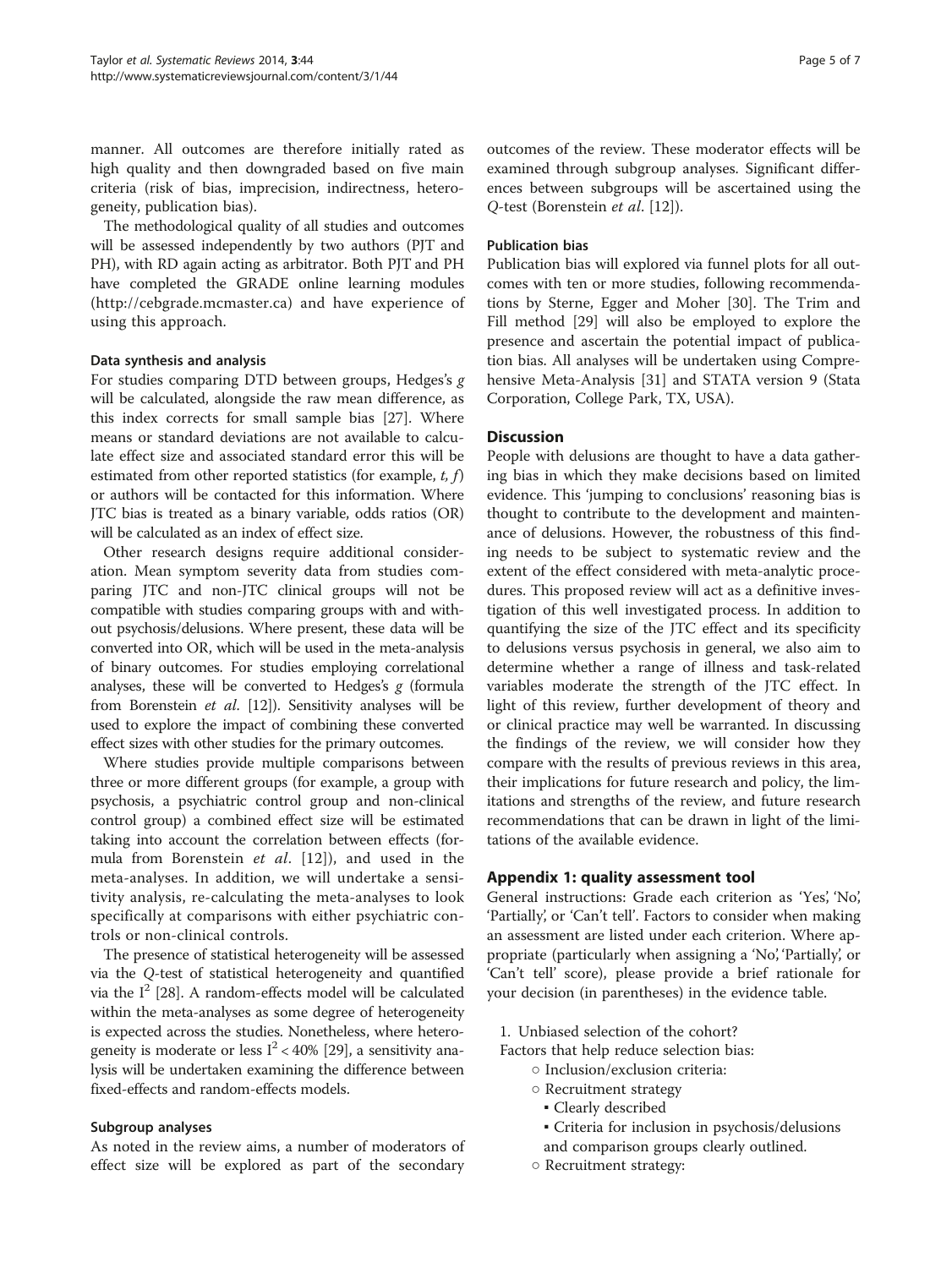manner. All outcomes are therefore initially rated as high quality and then downgraded based on five main criteria (risk of bias, imprecision, indirectness, heterogeneity, publication bias).

The methodological quality of all studies and outcomes will be assessed independently by two authors (PJT and PH), with RD again acting as arbitrator. Both PJT and PH have completed the GRADE online learning modules (http://cebgrade.mcmaster.ca) and have experience of using this approach.

#### Data synthesis and analysis

For studies comparing DTD between groups, Hedges's *g* will be calculated, alongside the raw mean difference, as this index corrects for small sample bias [27]. Where means or standard deviations are not available to calculate effect size and associated standard error this will be estimated from other reported statistics (for example, *t, f*) or authors will be contacted for this information. Where JTC bias is treated as a binary variable, odds ratios (OR) will be calculated as an index of effect size.

Other research designs require additional consideration. Mean symptom severity data from studies comparing JTC and non-JTC clinical groups will not be compatible with studies comparing groups with and without psychosis/delusions. Where present, these data will be converted into OR, which will be used in the meta-analysis of binary outcomes. For studies employing correlational analyses, these will be converted to Hedges's *g* (formula from Borenstein *et al*. [12]). Sensitivity analyses will be used to explore the impact of combining these converted effect sizes with other studies for the primary outcomes.

Where studies provide multiple comparisons between three or more different groups (for example, a group with psychosis, a psychiatric control group and non-clinical control group) a combined effect size will be estimated taking into account the correlation between effects (formula from Borenstein *et al*. [12]), and used in the meta-analyses. In addition, we will undertake a sensitivity analysis, re-calculating the meta-analyses to look specifically at comparisons with either psychiatric controls or non-clinical controls.

The presence of statistical heterogeneity will be assessed via the *Q*-test of statistical heterogeneity and quantified via the $I^2$ [28]. A random-effects model will be calculated within the meta-analyses as some degree of heterogeneity is expected across the studies. Nonetheless, where heterogeneity is moderate or less $I^2 < 40\%$ [29], a sensitivity analysis will be undertaken examining the difference between fixed-effects and random-effects models.

#### Subgroup analyses

As noted in the review aims, a number of moderators of effect size will be explored as part of the secondary outcomes of the review. These moderator effects will be examined through subgroup analyses. Significant differences between subgroups will be ascertained using the *Q*-test (Borenstein *et al*. [12]).

#### Publication bias

Publication bias will explored via funnel plots for all outcomes with ten or more studies, following recommendations by Sterne, Egger and Moher [30]. The Trim and Fill method [29] will also be employed to explore the presence and ascertain the potential impact of publication bias. All analyses will be undertaken using Comprehensive Meta-Analysis [31] and STATA version 9 (Stata Corporation, College Park, TX, USA).

## Discussion

People with delusions are thought to have a data gathering bias in which they make decisions based on limited evidence. This 'jumping to conclusions' reasoning bias is thought to contribute to the development and maintenance of delusions. However, the robustness of this finding needs to be subject to systematic review and the extent of the effect considered with meta-analytic procedures. This proposed review will act as a definitive investigation of this well investigated process. In addition to quantifying the size of the JTC effect and its specificity to delusions versus psychosis in general, we also aim to determine whether a range of illness and task-related variables moderate the strength of the JTC effect. In light of this review, further development of theory and or clinical practice may well be warranted. In discussing the findings of the review, we will consider how they compare with the results of previous reviews in this area, their implications for future research and policy, the limitations and strengths of the review, and future research recommendations that can be drawn in light of the limitations of the available evidence.

## Appendix 1: quality assessment tool

General instructions: Grade each criterion as 'Yes', 'No', 'Partially', or 'Can't tell'. Factors to consider when making an assessment are listed under each criterion. Where appropriate (particularly when assigning a 'No', 'Partially', or 'Can't tell' score), please provide a brief rationale for your decision (in parentheses) in the evidence table.

1. Unbiased selection of the cohort?

Factors that help reduce selection bias:

- Inclusion/exclusion criteria:
- Recruitment strategy
  - Clearly described
  - Criteria for inclusion in psychosis/delusions and comparison groups clearly outlined.
- Recruitment strategy: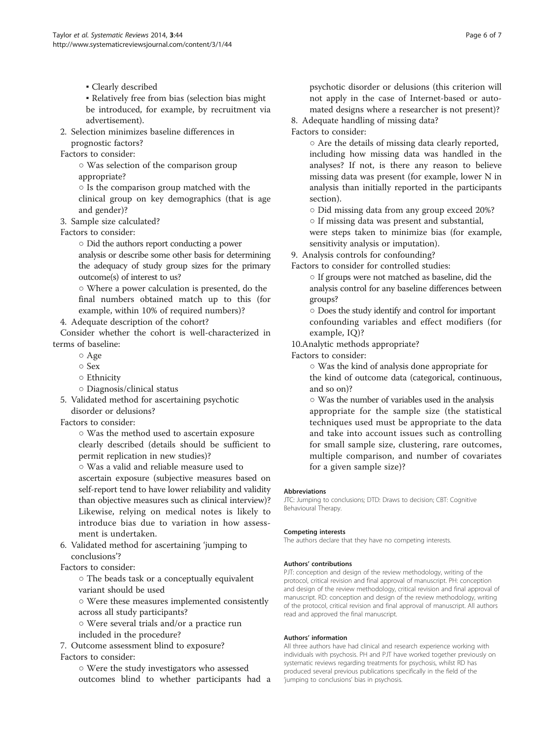- Clearly described
   - Relatively free from bias (selection bias might be introduced, for example, by recruitment via advertisement).

2. Selection minimizes baseline differences in prognostic factors?

   Factors to consider:

   - Was selection of the comparison group appropriate?
   - Is the comparison group matched with the clinical group on key demographics (that is age and gender)?

3. Sample size calculated?

   Factors to consider:

   - Did the authors report conducting a power analysis or describe some other basis for determining the adequacy of study group sizes for the primary outcome(s) of interest to us?
   - Where a power calculation is presented, do the final numbers obtained match up to this (for example, within 10% of required numbers)?

4. Adequate description of the cohort?

   Consider whether the cohort is well-characterized in terms of baseline:

   - Age
   - Sex
   - Ethnicity
   - Diagnosis/clinical status

5. Validated method for ascertaining psychotic disorder or delusions?

   Factors to consider:

   - Was the method used to ascertain exposure clearly described (details should be sufficient to permit replication in new studies)?
   - Was a valid and reliable measure used to ascertain exposure (subjective measures based on self-report tend to have lower reliability and validity than objective measures such as clinical interview)? Likewise, relying on medical notes is likely to introduce bias due to variation in how assessment is undertaken.

6. Validated method for ascertaining 'jumping to conclusions'?

   Factors to consider:

   - The beads task or a conceptually equivalent variant should be used
   - Were these measures implemented consistently across all study participants?
   - Were several trials and/or a practice run included in the procedure?

7. Outcome assessment blind to exposure?

   Factors to consider:

   - Were the study investigators who assessed outcomes blind to whether participants had a psychotic disorder or delusions (this criterion will not apply in the case of Internet-based or automated designs where a researcher is not present)?

8. Adequate handling of missing data?

   Factors to consider:

   - Are the details of missing data clearly reported, including how missing data was handled in the analyses? If not, is there any reason to believe missing data was present (for example, lower N in analysis than initially reported in the participants section).
   - Did missing data from any group exceed 20%?
   - If missing data was present and substantial, were steps taken to minimize bias (for example, sensitivity analysis or imputation).

9. Analysis controls for confounding?

   Factors to consider for controlled studies:

   - If groups were not matched as baseline, did the analysis control for any baseline differences between groups?
   - Does the study identify and control for important confounding variables and effect modifiers (for example, IQ)?

10. Analytic methods appropriate?

    Factors to consider:

    - Was the kind of analysis done appropriate for the kind of outcome data (categorical, continuous, and so on)?
    - Was the number of variables used in the analysis appropriate for the sample size (the statistical techniques used must be appropriate to the data and take into account issues such as controlling for small sample size, clustering, rare outcomes, multiple comparison, and number of covariates for a given sample size)?

#### Abbreviations

JTC: Jumping to conclusions; DTD: Draws to decision; CBT: Cognitive Behavioural Therapy.

#### Competing interests

The authors declare that they have no competing interests.

#### Authors' contributions

PJT: conception and design of the review methodology, writing of the protocol, critical revision and final approval of manuscript. PH: conception and design of the review methodology, critical revision and final approval of manuscript. RD: conception and design of the review methodology, writing of the protocol, critical revision and final approval of manuscript. All authors read and approved the final manuscript.

#### Authors' information

All three authors have had clinical and research experience working with individuals with psychosis. PH and PJT have worked together previously on systematic reviews regarding treatments for psychosis, whilst RD has produced several previous publications specifically in the field of the 'jumping to conclusions' bias in psychosis.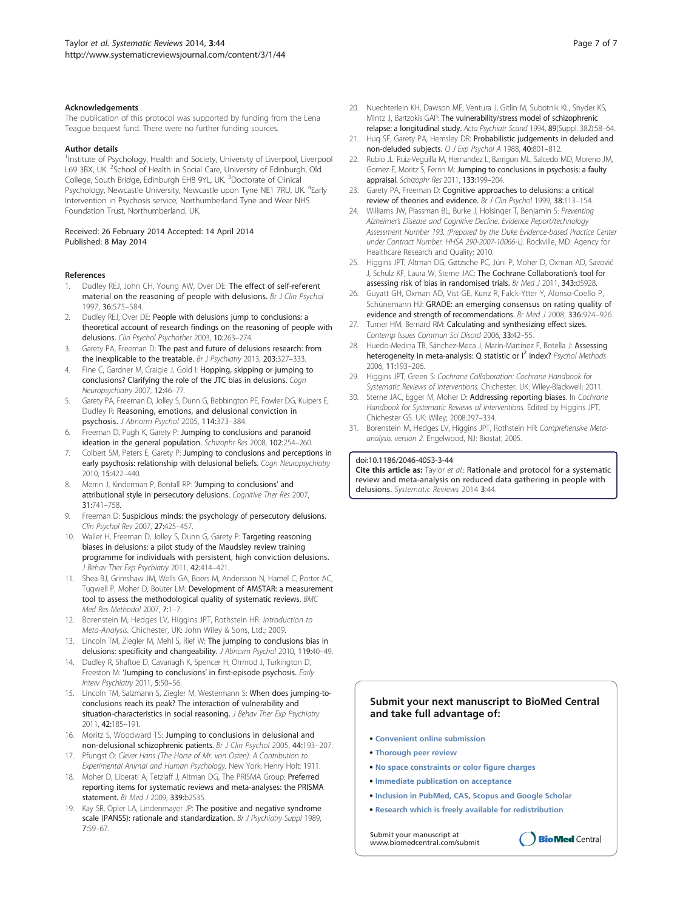### Acknowledgements

The publication of this protocol was supported by funding from the Lena Teague bequest fund. There were no further funding sources.

### Author details

[1]Institute of Psychology, Health and Society, University of Liverpool, Liverpool L69 3BX, UK. [2]School of Health in Social Care, University of Edinburgh, Old College, South Bridge, Edinburgh EH8 9YL, UK. [3]Doctorate of Clinical Psychology, Newcastle University, Newcastle upon Tyne NE1 7RU, UK. [4]Early Intervention in Psychosis service, Northumberland Tyne and Wear NHS Foundation Trust, Northumberland, UK.

Received: 26 February 2014 Accepted: 14 April 2014
Published: 8 May 2014

### References

1. Dudley REJ, John CH, Young AW, Over DE: **The effect of self-referent material on the reasoning of people with delusions.** *Br J Clin Psychol* 1997, **36:**575–584.
2. Dudley REJ, Over DE: **People with delusions jump to conclusions: a theoretical account of research findings on the reasoning of people with delusions.** *Clin Psychol Psychother* 2003, **10:**263–274.
3. Garety PA, Freeman D: **The past and future of delusions research: from the inexplicable to the treatable.** *Br J Psychiatry* 2013, **203:**327–333.
4. Fine C, Gardner M, Craigie J, Gold I: **Hopping, skipping or jumping to conclusions? Clarifying the role of the JTC bias in delusions.** *Cogn Neuropsychiatry* 2007, **12:**46–77.
5. Garety PA, Freeman D, Jolley S, Dunn G, Bebbington PE, Fowler DG, Kuipers E, Dudley R: **Reasoning, emotions, and delusional conviction in psychosis.** *J Abnorm Psychol* 2005, **114:**373–384.
6. Freeman D, Pugh K, Garety P: **Jumping to conclusions and paranoid ideation in the general population.** *Schizophr Res* 2008, **102:**254–260.
7. Colbert SM, Peters E, Garety P: **Jumping to conclusions and perceptions in early psychosis: relationship with delusional beliefs.** *Cogn Neuropsychiatry* 2010, **15:**422–440.
8. Merrin J, Kinderman P, Bentall RP: **'Jumping to conclusions' and attributional style in persecutory delusions.** *Cognitive Ther Res* 2007, **31:**741–758.
9. Freeman D: **Suspicious minds: the psychology of persecutory delusions.** *Clin Psychol Rev* 2007, **27:**425–457.
10. Waller H, Freeman D, Jolley S, Dunn G, Garety P: **Targeting reasoning biases in delusions: a pilot study of the Maudsley review training programme for individuals with persistent, high conviction delusions.** *J Behav Ther Exp Psychiatry* 2011, **42:**414–421.
11. Shea BJ, Grimshaw JM, Wells GA, Boers M, Andersson N, Hamel C, Porter AC, Tugwell P, Moher D, Bouter LM: **Development of AMSTAR: a measurement tool to assess the methodological quality of systematic reviews.** *BMC Med Res Methodol* 2007, **7:**1–7.
12. Borenstein M, Hedges LV, Higgins JPT, Rothstein HR: *Introduction to Meta-Analysis.* Chichester, UK: John Wiley & Sons, Ltd.; 2009.
13. Lincoln TM, Ziegler M, Mehl S, Rief W: **The jumping to conclusions bias in delusions: specificity and changeability.** *J Abnorm Psychol* 2010, **119:**40–49.
14. Dudley R, Shaftoe D, Cavanagh K, Spencer H, Ormrod J, Turkington D, Freeston M: **'Jumping to conclusions' in first-episode psychosis.** *Early Interv Psychiatry* 2011, **5:**50–56.
15. Lincoln TM, Salzmann S, Ziegler M, Westermann S: **When does jumping-to-conclusions reach its peak? The interaction of vulnerability and situation-characteristics in social reasoning.** *J Behav Ther Exp Psychiatry* 2011, **42:**185–191.
16. Moritz S, Woodward TS: **Jumping to conclusions in delusional and non-delusional schizophrenic patients.** *Br J Clin Psychol* 2005, **44:**193–207.
17. Pfungst O: *Clever Hans (The Horse of Mr. von Osten): A Contribution to Experimental Animal and Human Psychology.* New York: Henry Holt; 1911.
18. Moher D, Liberati A, Tetzlaff J, Altman DG, The PRISMA Group: **Preferred reporting items for systematic reviews and meta-analyses: the PRISMA statement.** *Br Med J* 2009, 339:b2535.
19. Kay SR, Opler LA, Lindenmayer JP: **The positive and negative syndrome scale (PANSS): rationale and standardization.** *Br J Psychiatry Suppl* 1989, **7:**59–67.
20. Nuechterlein KH, Dawson ME, Ventura J, Gitlin M, Subotnik KL, Snyder KS, Mintz J, Bartzokis GAP: **The vulnerability/stress model of schizophrenic relapse: a longitudinal study.** *Acta Psychiatr Scand* 1994, **89**(Suppl. 382):58–64.
21. Huq SF, Garety PA, Hemsley DR: **Probabilistic judgements in deluded and non-deluded subjects.** *Q J Exp Psychol A* 1988, **40:**801–812.
22. Rubio JL, Ruiz-Veguilla M, Hernandez L, Barrigon ML, Salcedo MD, Moreno JM, Gomez E, Moritz S, Ferrin M: **Jumping to conclusions in psychosis: a faulty appraisal.** *Schizophr Res* 2011, **133:**199–204.
23. Garety PA, Freeman D: **Cognitive approaches to delusions: a critical review of theories and evidence.** *Br J Clin Psychol* 1999, **38:**113–154.
24. Williams JW, Plassman BL, Burke J, Holsinger T, Benjamin S: *Preventing Alzheimer's Disease and Cognitive Decline. Evidence Report/technology Assessment Number 193. (Prepared by the Duke Evidence-based Practice Center under Contract Number. HHSA 290-2007-10066-I.).* Rockville, MD: Agency for Healthcare Research and Quality; 2010.
25. Higgins JPT, Altman DG, Gøtzsche PC, Jüni P, Moher D, Oxman AD, Savović J, Schulz KF, Laura W, Sterne JAC: **The Cochrane Collaboration's tool for assessing risk of bias in randomised trials.** *Br Med J* 2011, **343:**d5928.
26. Guyatt GH, Oxman AD, Vist GE, Kunz R, Falck-Ytter Y, Alonso-Coello P, Schünemann HJ: **GRADE: an emerging consensus on rating quality of evidence and strength of recommendations.** *Br Med J* 2008, **336:**924–926.
27. Turner HM, Bernard RM: **Calculating and synthesizing effect sizes.** *Contemp Issues Commun Sci Disord* 2006, **33:**42–55.
28. Huedo-Medina TB, Sánchez-Meca J, Marín-Martínez F, Botella J: **Assessing heterogeneity in meta-analysis: Q statistic or $I^2$ index?** *Psychol Methods* 2006, **11:**193–206.
29. Higgins JPT, Green S: *Cochrane Collaboration: Cochrane Handbook for Systematic Reviews of Interventions.* Chichester, UK: Wiley-Blackwell; 2011.
30. Sterne JAC, Egger M, Moher D: **Addressing reporting biases.** In *Cochrane Handbook for Systematic Reviews of Interventions.* Edited by Higgins JPT, Chichester GS. UK: Wiley; 2008:297–334.
31. Borenstein M, Hedges LV, Higgins JPT, Rothstein HR: *Comprehensive Meta-analysis, version 2.* Engelwood, NJ: Biostat; 2005.

doi:10.1186/2046-4053-3-44
**Cite this article as:** Taylor *et al.*: Rationale and protocol for a systematic review and meta-analysis on reduced data gathering in people with delusions. *Systematic Reviews* 2014 **3**:44.

**Submit your next manuscript to BioMed Central and take full advantage of:**

- **Convenient online submission**
- **Thorough peer review**
- **No space constraints or color figure charges**
- **Immediate publication on acceptance**
- **Inclusion in PubMed, CAS, Scopus and Google Scholar**
- **Research which is freely available for redistribution**

Submit your manuscript at
www.biomedcentral.com/submit

BioMed Central